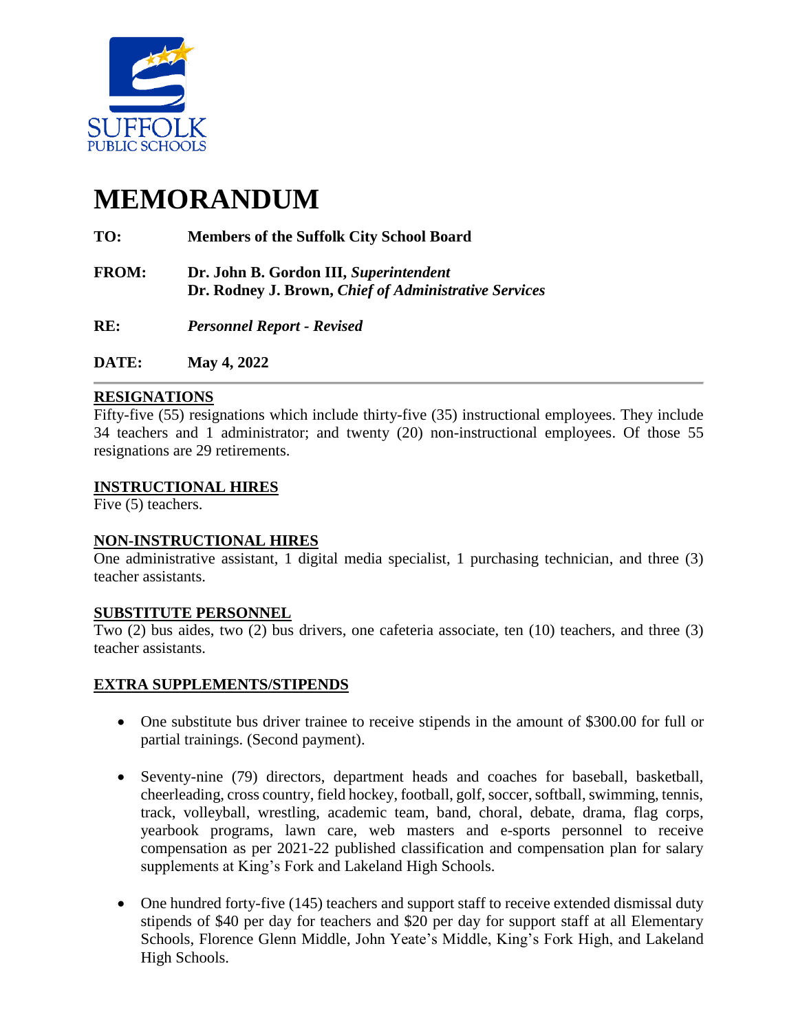SUFFOLK
PUBLIC SCHOOLS

# MEMORANDUM

**TO:** **Members of the Suffolk City School Board**

**FROM:** **Dr. John B. Gordon III, *Superintendent***
**Dr. Rodney J. Brown, *Chief of Administrative Services***

**RE:** ***Personnel Report - Revised***

**DATE:** **May 4, 2022**

---

## RESIGNATIONS

Fifty-five (55) resignations which include thirty-five (35) instructional employees. They include 34 teachers and 1 administrator; and twenty (20) non-instructional employees. Of those 55 resignations are 29 retirements.

## INSTRUCTIONAL HIRES

Five (5) teachers.

## NON-INSTRUCTIONAL HIRES

One administrative assistant, 1 digital media specialist, 1 purchasing technician, and three (3) teacher assistants.

## SUBSTITUTE PERSONNEL

Two (2) bus aides, two (2) bus drivers, one cafeteria associate, ten (10) teachers, and three (3) teacher assistants.

## EXTRA SUPPLEMENTS/STIPENDS

- One substitute bus driver trainee to receive stipends in the amount of $300.00 for full or partial trainings. (Second payment).
- Seventy-nine (79) directors, department heads and coaches for baseball, basketball, cheerleading, cross country, field hockey, football, golf, soccer, softball, swimming, tennis, track, volleyball, wrestling, academic team, band, choral, debate, drama, flag corps, yearbook programs, lawn care, web masters and e-sports personnel to receive compensation as per 2021-22 published classification and compensation plan for salary supplements at King's Fork and Lakeland High Schools.
- One hundred forty-five (145) teachers and support staff to receive extended dismissal duty stipends of $40 per day for teachers and $20 per day for support staff at all Elementary Schools, Florence Glenn Middle, John Yeate's Middle, King's Fork High, and Lakeland High Schools.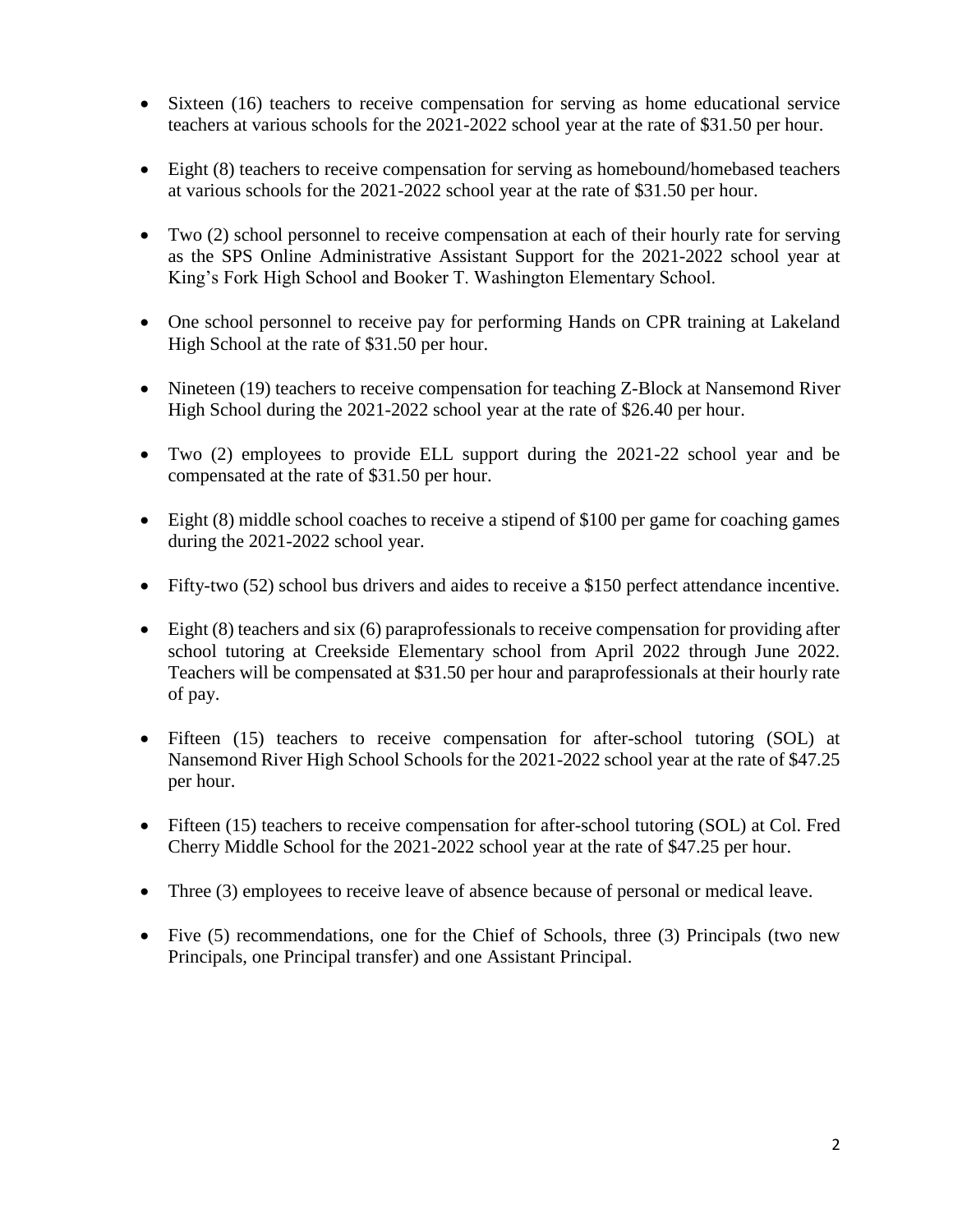- Sixteen (16) teachers to receive compensation for serving as home educational service teachers at various schools for the 2021-2022 school year at the rate of $31.50 per hour.

- Eight (8) teachers to receive compensation for serving as homebound/homebased teachers at various schools for the 2021-2022 school year at the rate of $31.50 per hour.

- Two (2) school personnel to receive compensation at each of their hourly rate for serving as the SPS Online Administrative Assistant Support for the 2021-2022 school year at King's Fork High School and Booker T. Washington Elementary School.

- One school personnel to receive pay for performing Hands on CPR training at Lakeland High School at the rate of $31.50 per hour.

- Nineteen (19) teachers to receive compensation for teaching Z-Block at Nansemond River High School during the 2021-2022 school year at the rate of $26.40 per hour.

- Two (2) employees to provide ELL support during the 2021-22 school year and be compensated at the rate of $31.50 per hour.

- Eight (8) middle school coaches to receive a stipend of $100 per game for coaching games during the 2021-2022 school year.

- Fifty-two (52) school bus drivers and aides to receive a $150 perfect attendance incentive.

- Eight (8) teachers and six (6) paraprofessionals to receive compensation for providing after school tutoring at Creekside Elementary school from April 2022 through June 2022. Teachers will be compensated at $31.50 per hour and paraprofessionals at their hourly rate of pay.

- Fifteen (15) teachers to receive compensation for after-school tutoring (SOL) at Nansemond River High School Schools for the 2021-2022 school year at the rate of $47.25 per hour.

- Fifteen (15) teachers to receive compensation for after-school tutoring (SOL) at Col. Fred Cherry Middle School for the 2021-2022 school year at the rate of $47.25 per hour.

- Three (3) employees to receive leave of absence because of personal or medical leave.

- Five (5) recommendations, one for the Chief of Schools, three (3) Principals (two new Principals, one Principal transfer) and one Assistant Principal.